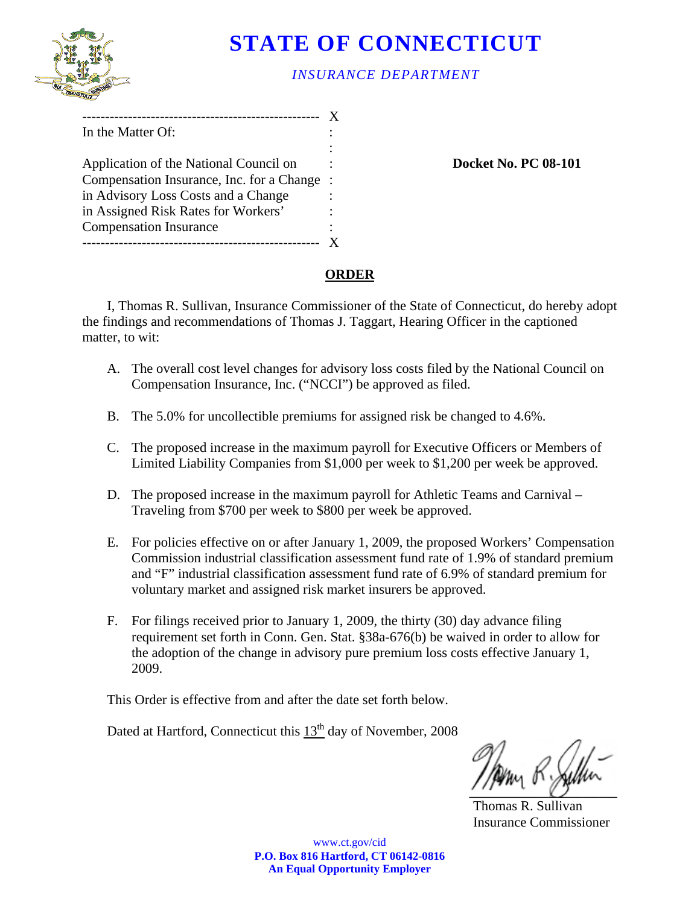# STATE OF CONNECTICUT

*INSURANCE DEPARTMENT*

| | |
|---|---|
| In the Matter Of: | |
| Application of the National Council on Compensation Insurance, Inc. for a Change in Advisory Loss Costs and a Change in Assigned Risk Rates for Workers' Compensation Insurance | **Docket No. PC 08-101** |

## ORDER

I, Thomas R. Sullivan, Insurance Commissioner of the State of Connecticut, do hereby adopt the findings and recommendations of Thomas J. Taggart, Hearing Officer in the captioned matter, to wit:

A. The overall cost level changes for advisory loss costs filed by the National Council on Compensation Insurance, Inc. ("NCCI") be approved as filed.

B. The 5.0% for uncollectible premiums for assigned risk be changed to 4.6%.

C. The proposed increase in the maximum payroll for Executive Officers or Members of Limited Liability Companies from $1,000 per week to $1,200 per week be approved.

D. The proposed increase in the maximum payroll for Athletic Teams and Carnival – Traveling from $700 per week to $800 per week be approved.

E. For policies effective on or after January 1, 2009, the proposed Workers' Compensation Commission industrial classification assessment fund rate of 1.9% of standard premium and "F" industrial classification assessment fund rate of 6.9% of standard premium for voluntary market and assigned risk market insurers be approved.

F. For filings received prior to January 1, 2009, the thirty (30) day advance filing requirement set forth in Conn. Gen. Stat. §38a-676(b) be waived in order to allow for the adoption of the change in advisory pure premium loss costs effective January 1, 2009.

This Order is effective from and after the date set forth below.

Dated at Hartford, Connecticut this 13th day of November, 2008

Thomas R. Sullivan
Insurance Commissioner

www.ct.gov/cid
**P.O. Box 816 Hartford, CT 06142-0816**
**An Equal Opportunity Employer**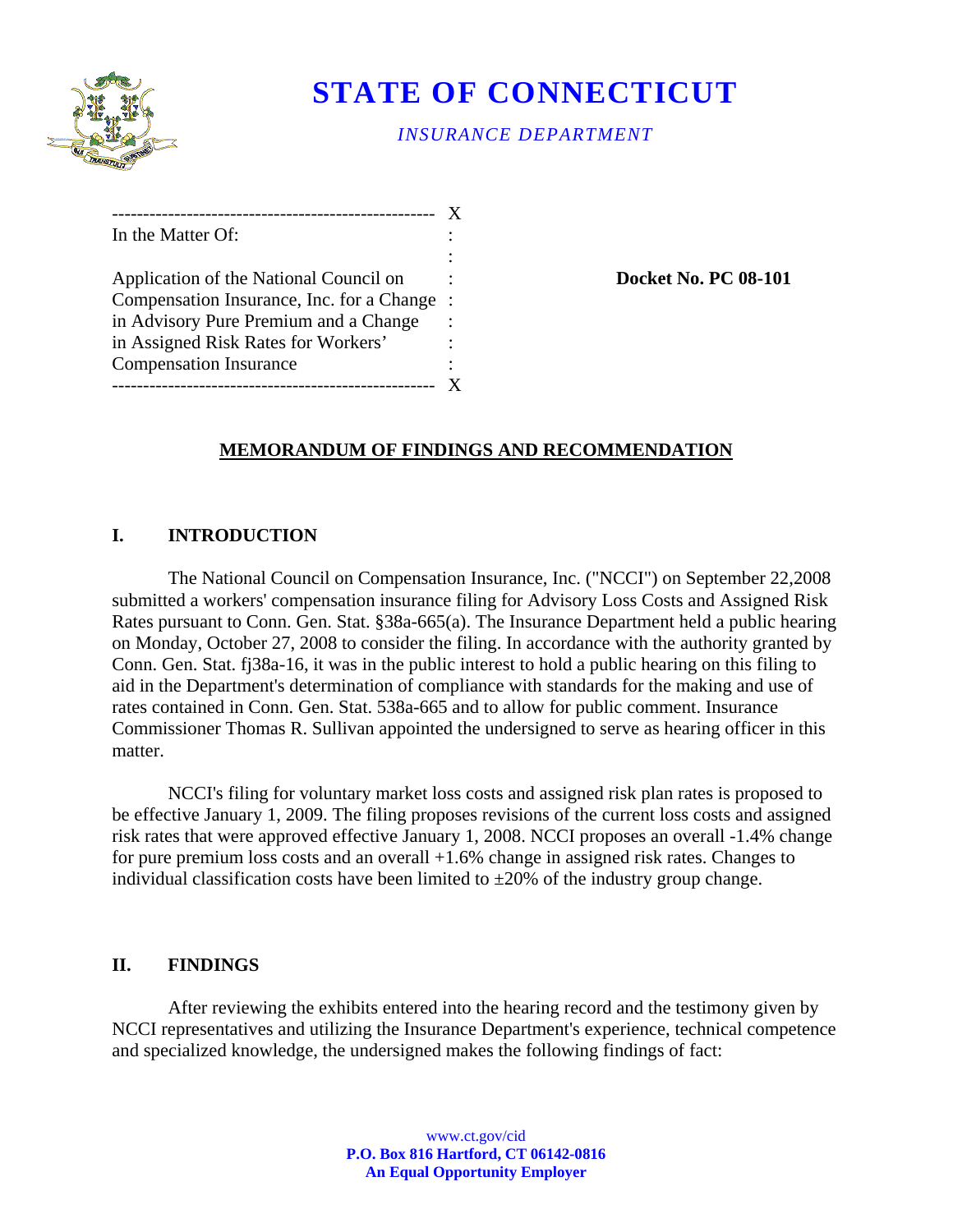# STATE OF CONNECTICUT

*INSURANCE DEPARTMENT*

---

In the Matter Of:

Application of the National Council on Compensation Insurance, Inc. for a Change in Advisory Pure Premium and a Change in Assigned Risk Rates for Workers' Compensation Insurance

---

**Docket No. PC 08-101**

## MEMORANDUM OF FINDINGS AND RECOMMENDATION

## I. INTRODUCTION

The National Council on Compensation Insurance, Inc. ("NCCI") on September 22,2008 submitted a workers' compensation insurance filing for Advisory Loss Costs and Assigned Risk Rates pursuant to Conn. Gen. Stat. §38a-665(a). The Insurance Department held a public hearing on Monday, October 27, 2008 to consider the filing. In accordance with the authority granted by Conn. Gen. Stat. fj38a-16, it was in the public interest to hold a public hearing on this filing to aid in the Department's determination of compliance with standards for the making and use of rates contained in Conn. Gen. Stat. 538a-665 and to allow for public comment. Insurance Commissioner Thomas R. Sullivan appointed the undersigned to serve as hearing officer in this matter.

NCCI's filing for voluntary market loss costs and assigned risk plan rates is proposed to be effective January 1, 2009. The filing proposes revisions of the current loss costs and assigned risk rates that were approved effective January 1, 2008. NCCI proposes an overall -1.4% change for pure premium loss costs and an overall +1.6% change in assigned risk rates. Changes to individual classification costs have been limited to ±20% of the industry group change.

## II. FINDINGS

After reviewing the exhibits entered into the hearing record and the testimony given by NCCI representatives and utilizing the Insurance Department's experience, technical competence and specialized knowledge, the undersigned makes the following findings of fact: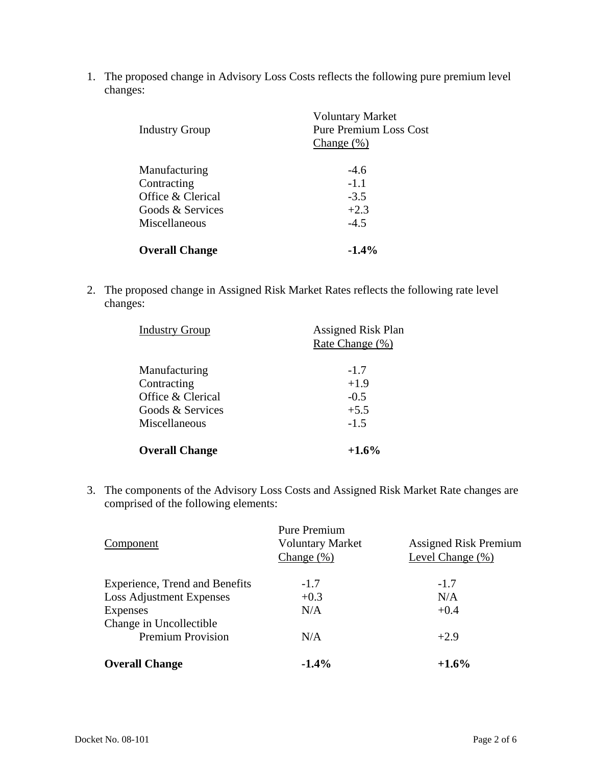1. The proposed change in Advisory Loss Costs reflects the following pure premium level changes:

| Industry Group | Voluntary Market Pure Premium Loss Cost Change (%) |
|---|---|
| Manufacturing | -4.6 |
| Contracting | -1.1 |
| Office & Clerical | -3.5 |
| Goods & Services | +2.3 |
| Miscellaneous | -4.5 |
| **Overall Change** | **-1.4%** |

2. The proposed change in Assigned Risk Market Rates reflects the following rate level changes:

| Industry Group | Assigned Risk Plan Rate Change (%) |
|---|---|
| Manufacturing | -1.7 |
| Contracting | +1.9 |
| Office & Clerical | -0.5 |
| Goods & Services | +5.5 |
| Miscellaneous | -1.5 |
| **Overall Change** | **+1.6%** |

3. The components of the Advisory Loss Costs and Assigned Risk Market Rate changes are comprised of the following elements:

| Component | Pure Premium Voluntary Market Change (%) | Assigned Risk Premium Level Change (%) |
|---|---|---|
| Experience, Trend and Benefits | -1.7 | -1.7 |
| Loss Adjustment Expenses | +0.3 | N/A |
| Expenses | N/A | +0.4 |
| Change in Uncollectible Premium Provision | N/A | +2.9 |
| **Overall Change** | **-1.4%** | **+1.6%** |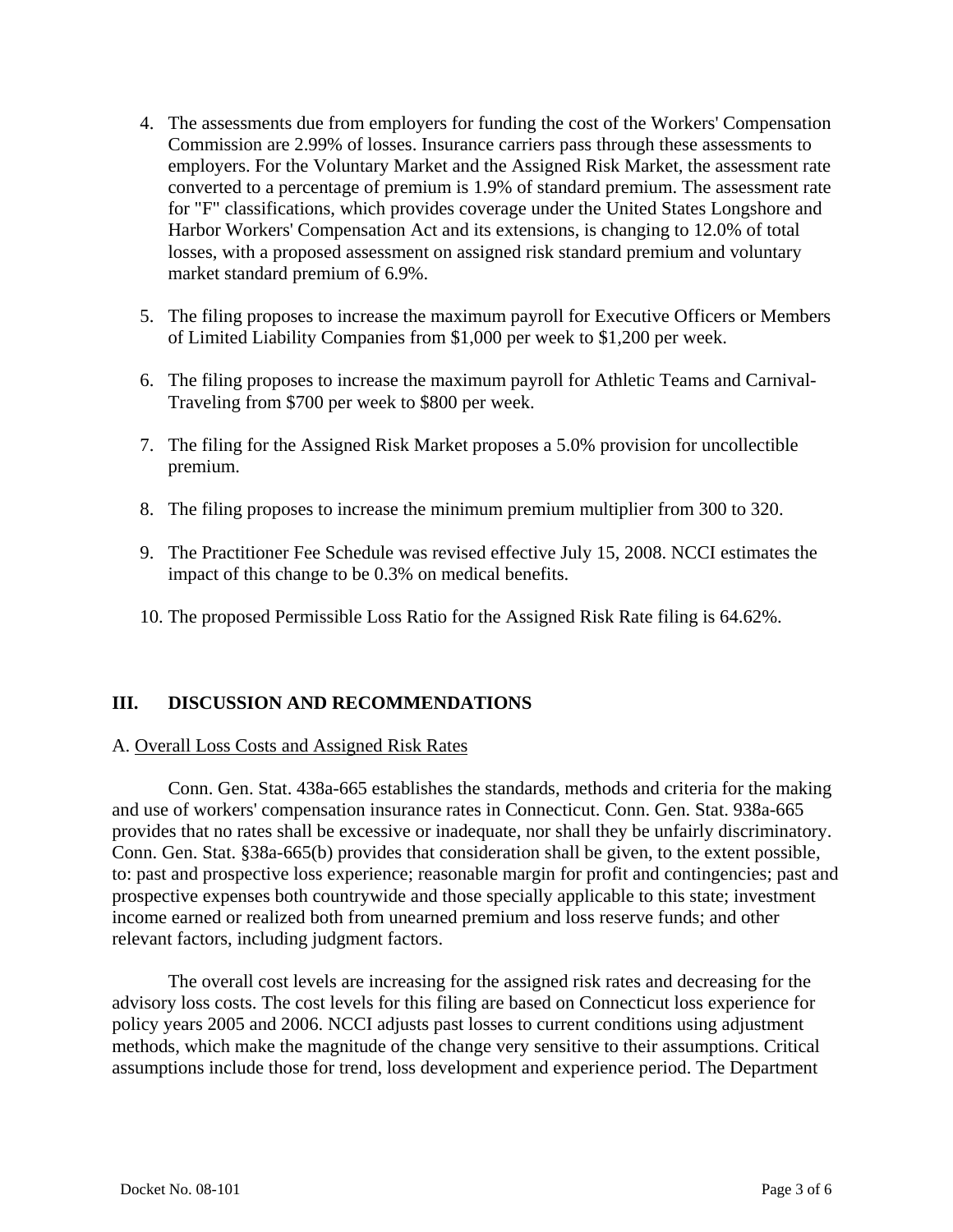4. The assessments due from employers for funding the cost of the Workers' Compensation Commission are 2.99% of losses. Insurance carriers pass through these assessments to employers. For the Voluntary Market and the Assigned Risk Market, the assessment rate converted to a percentage of premium is 1.9% of standard premium. The assessment rate for "F" classifications, which provides coverage under the United States Longshore and Harbor Workers' Compensation Act and its extensions, is changing to 12.0% of total losses, with a proposed assessment on assigned risk standard premium and voluntary market standard premium of 6.9%.

5. The filing proposes to increase the maximum payroll for Executive Officers or Members of Limited Liability Companies from $1,000 per week to $1,200 per week.

6. The filing proposes to increase the maximum payroll for Athletic Teams and Carnival-Traveling from $700 per week to $800 per week.

7. The filing for the Assigned Risk Market proposes a 5.0% provision for uncollectible premium.

8. The filing proposes to increase the minimum premium multiplier from 300 to 320.

9. The Practitioner Fee Schedule was revised effective July 15, 2008. NCCI estimates the impact of this change to be 0.3% on medical benefits.

10. The proposed Permissible Loss Ratio for the Assigned Risk Rate filing is 64.62%.

## III. DISCUSSION AND RECOMMENDATIONS

A. Overall Loss Costs and Assigned Risk Rates

Conn. Gen. Stat. 438a-665 establishes the standards, methods and criteria for the making and use of workers' compensation insurance rates in Connecticut. Conn. Gen. Stat. 938a-665 provides that no rates shall be excessive or inadequate, nor shall they be unfairly discriminatory. Conn. Gen. Stat. §38a-665(b) provides that consideration shall be given, to the extent possible, to: past and prospective loss experience; reasonable margin for profit and contingencies; past and prospective expenses both countrywide and those specially applicable to this state; investment income earned or realized both from unearned premium and loss reserve funds; and other relevant factors, including judgment factors.

The overall cost levels are increasing for the assigned risk rates and decreasing for the advisory loss costs. The cost levels for this filing are based on Connecticut loss experience for policy years 2005 and 2006. NCCI adjusts past losses to current conditions using adjustment methods, which make the magnitude of the change very sensitive to their assumptions. Critical assumptions include those for trend, loss development and experience period. The Department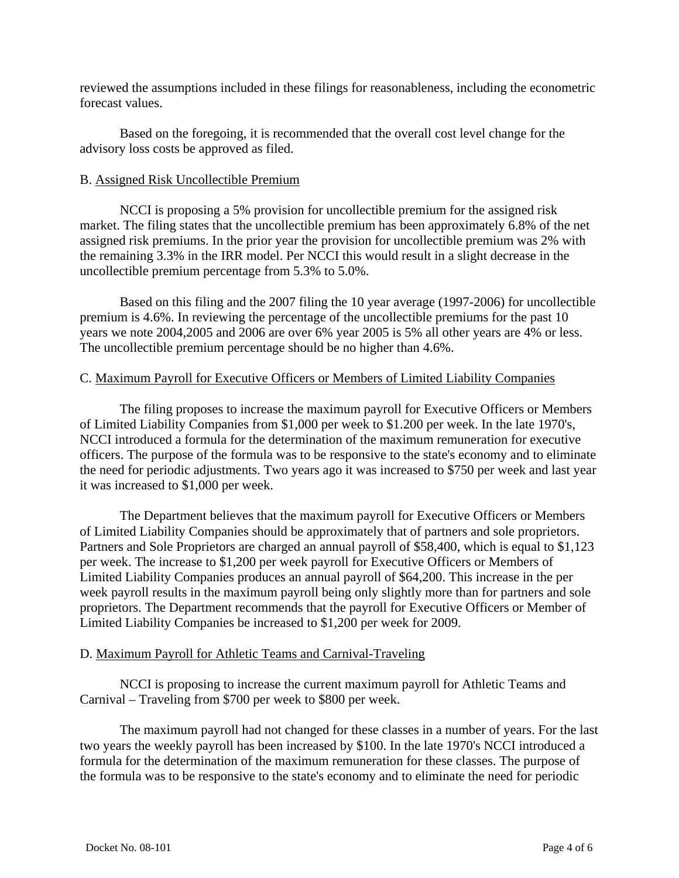reviewed the assumptions included in these filings for reasonableness, including the econometric forecast values.

Based on the foregoing, it is recommended that the overall cost level change for the advisory loss costs be approved as filed.

B. Assigned Risk Uncollectible Premium

NCCI is proposing a 5% provision for uncollectible premium for the assigned risk market. The filing states that the uncollectible premium has been approximately 6.8% of the net assigned risk premiums. In the prior year the provision for uncollectible premium was 2% with the remaining 3.3% in the IRR model. Per NCCI this would result in a slight decrease in the uncollectible premium percentage from 5.3% to 5.0%.

Based on this filing and the 2007 filing the 10 year average (1997-2006) for uncollectible premium is 4.6%. In reviewing the percentage of the uncollectible premiums for the past 10 years we note 2004,2005 and 2006 are over 6% year 2005 is 5% all other years are 4% or less. The uncollectible premium percentage should be no higher than 4.6%.

C. Maximum Payroll for Executive Officers or Members of Limited Liability Companies

The filing proposes to increase the maximum payroll for Executive Officers or Members of Limited Liability Companies from $1,000 per week to $1.200 per week. In the late 1970's, NCCI introduced a formula for the determination of the maximum remuneration for executive officers. The purpose of the formula was to be responsive to the state's economy and to eliminate the need for periodic adjustments. Two years ago it was increased to $750 per week and last year it was increased to $1,000 per week.

The Department believes that the maximum payroll for Executive Officers or Members of Limited Liability Companies should be approximately that of partners and sole proprietors. Partners and Sole Proprietors are charged an annual payroll of $58,400, which is equal to $1,123 per week. The increase to $1,200 per week payroll for Executive Officers or Members of Limited Liability Companies produces an annual payroll of $64,200. This increase in the per week payroll results in the maximum payroll being only slightly more than for partners and sole proprietors. The Department recommends that the payroll for Executive Officers or Member of Limited Liability Companies be increased to $1,200 per week for 2009.

D. Maximum Payroll for Athletic Teams and Carnival-Traveling

NCCI is proposing to increase the current maximum payroll for Athletic Teams and Carnival – Traveling from $700 per week to $800 per week.

The maximum payroll had not changed for these classes in a number of years. For the last two years the weekly payroll has been increased by $100. In the late 1970's NCCI introduced a formula for the determination of the maximum remuneration for these classes. The purpose of the formula was to be responsive to the state's economy and to eliminate the need for periodic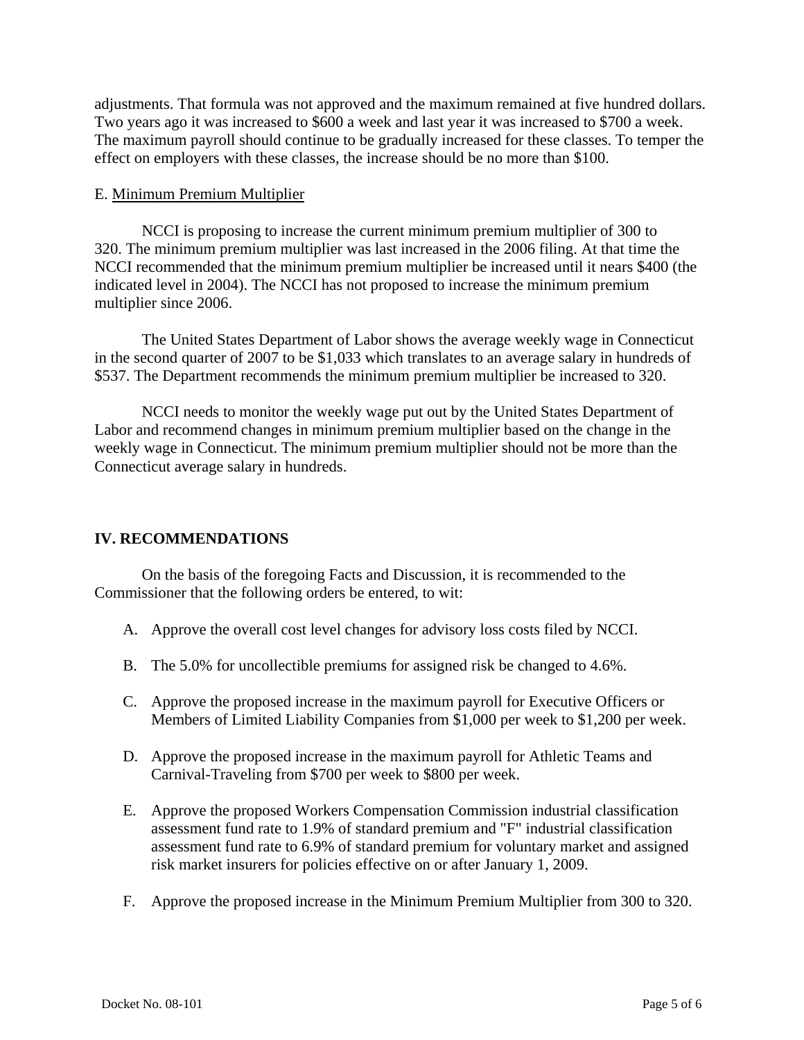adjustments. That formula was not approved and the maximum remained at five hundred dollars. Two years ago it was increased to $600 a week and last year it was increased to $700 a week. The maximum payroll should continue to be gradually increased for these classes. To temper the effect on employers with these classes, the increase should be no more than $100.

E. Minimum Premium Multiplier

NCCI is proposing to increase the current minimum premium multiplier of 300 to 320. The minimum premium multiplier was last increased in the 2006 filing. At that time the NCCI recommended that the minimum premium multiplier be increased until it nears $400 (the indicated level in 2004). The NCCI has not proposed to increase the minimum premium multiplier since 2006.

The United States Department of Labor shows the average weekly wage in Connecticut in the second quarter of 2007 to be $1,033 which translates to an average salary in hundreds of $537. The Department recommends the minimum premium multiplier be increased to 320.

NCCI needs to monitor the weekly wage put out by the United States Department of Labor and recommend changes in minimum premium multiplier based on the change in the weekly wage in Connecticut. The minimum premium multiplier should not be more than the Connecticut average salary in hundreds.

## IV. RECOMMENDATIONS

On the basis of the foregoing Facts and Discussion, it is recommended to the Commissioner that the following orders be entered, to wit:

A. Approve the overall cost level changes for advisory loss costs filed by NCCI.

B. The 5.0% for uncollectible premiums for assigned risk be changed to 4.6%.

C. Approve the proposed increase in the maximum payroll for Executive Officers or Members of Limited Liability Companies from $1,000 per week to $1,200 per week.

D. Approve the proposed increase in the maximum payroll for Athletic Teams and Carnival-Traveling from $700 per week to $800 per week.

E. Approve the proposed Workers Compensation Commission industrial classification assessment fund rate to 1.9% of standard premium and "F" industrial classification assessment fund rate to 6.9% of standard premium for voluntary market and assigned risk market insurers for policies effective on or after January 1, 2009.

F. Approve the proposed increase in the Minimum Premium Multiplier from 300 to 320.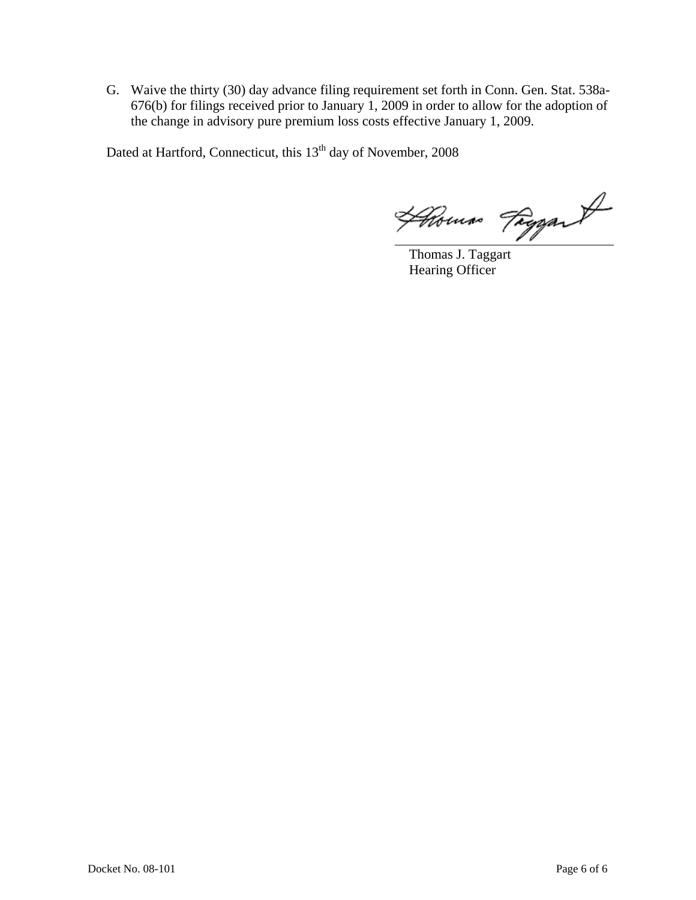G. Waive the thirty (30) day advance filing requirement set forth in Conn. Gen. Stat. 538a-676(b) for filings received prior to January 1, 2009 in order to allow for the adoption of the change in advisory pure premium loss costs effective January 1, 2009.

Dated at Hartford, Connecticut, this 13th day of November, 2008

Thomas J. Taggart
Hearing Officer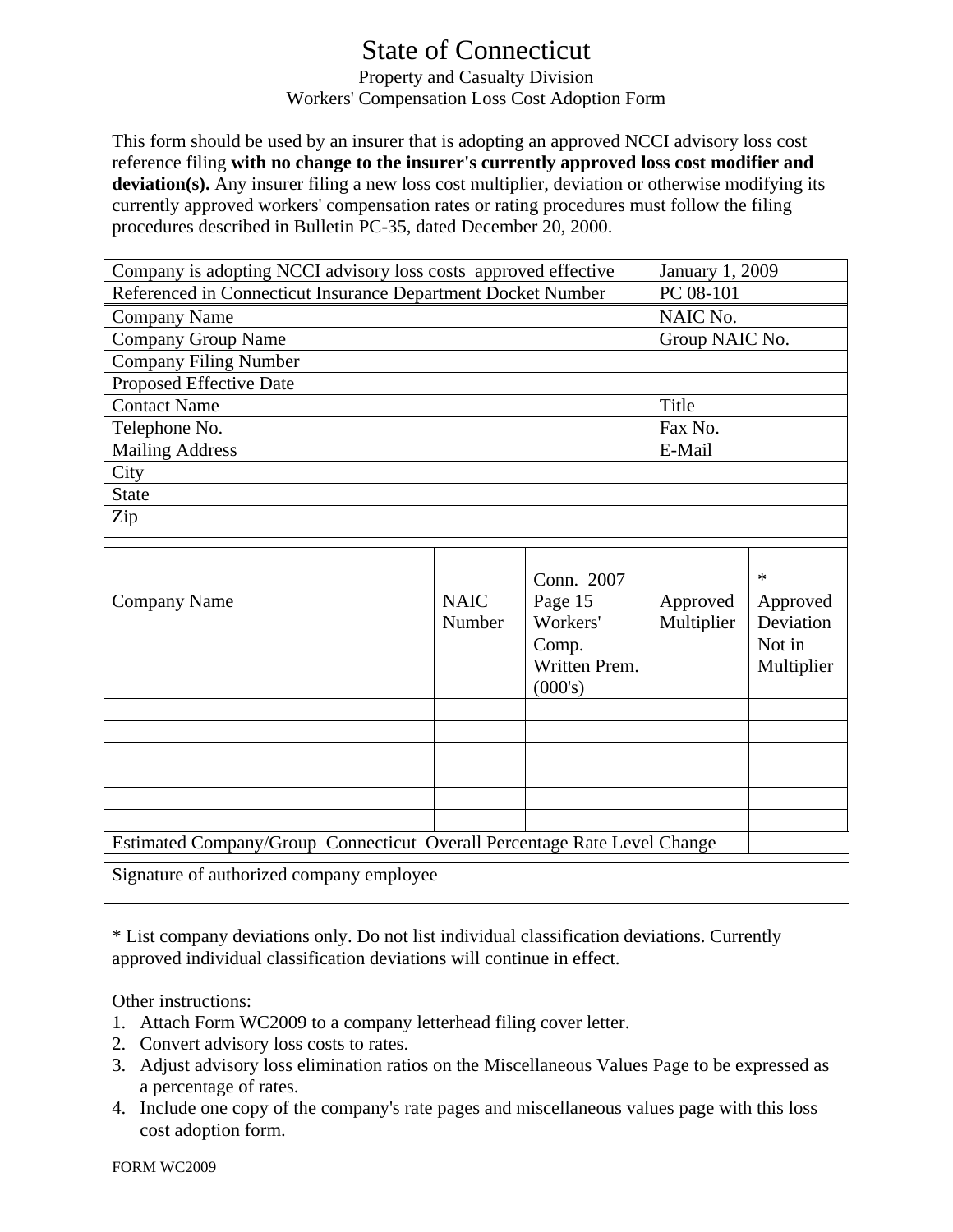# State of Connecticut

Property and Casualty Division
Workers' Compensation Loss Cost Adoption Form

This form should be used by an insurer that is adopting an approved NCCI advisory loss cost reference filing **with no change to the insurer's currently approved loss cost modifier and deviation(s).** Any insurer filing a new loss cost multiplier, deviation or otherwise modifying its currently approved workers' compensation rates or rating procedures must follow the filing procedures described in Bulletin PC-35, dated December 20, 2000.

| | |
|---|---|
| Company is adopting NCCI advisory loss costs approved effective | January 1, 2009 |
| Referenced in Connecticut Insurance Department Docket Number | PC 08-101 |
| Company Name | NAIC No. |
| Company Group Name | Group NAIC No. |
| Company Filing Number | |
| Proposed Effective Date | |
| Contact Name | Title |
| Telephone No. | Fax No. |
| Mailing Address | E-Mail |
| City | |
| State | |
| Zip | |

| Company Name | NAIC Number | Conn. 2007 Page 15 Workers' Comp. Written Prem. (000's) | Approved Multiplier | * Approved Deviation Not in Multiplier |
|---|---|---|---|---|
| | | | | |
| | | | | |
| | | | | |
| | | | | |
| | | | | |
| | | | | |
| Estimated Company/Group Connecticut Overall Percentage Rate Level Change | | | | |
| Signature of authorized company employee | | | | |

* List company deviations only. Do not list individual classification deviations. Currently approved individual classification deviations will continue in effect.

Other instructions:

1. Attach Form WC2009 to a company letterhead filing cover letter.
2. Convert advisory loss costs to rates.
3. Adjust advisory loss elimination ratios on the Miscellaneous Values Page to be expressed as a percentage of rates.
4. Include one copy of the company's rate pages and miscellaneous values page with this loss cost adoption form.

FORM WC2009